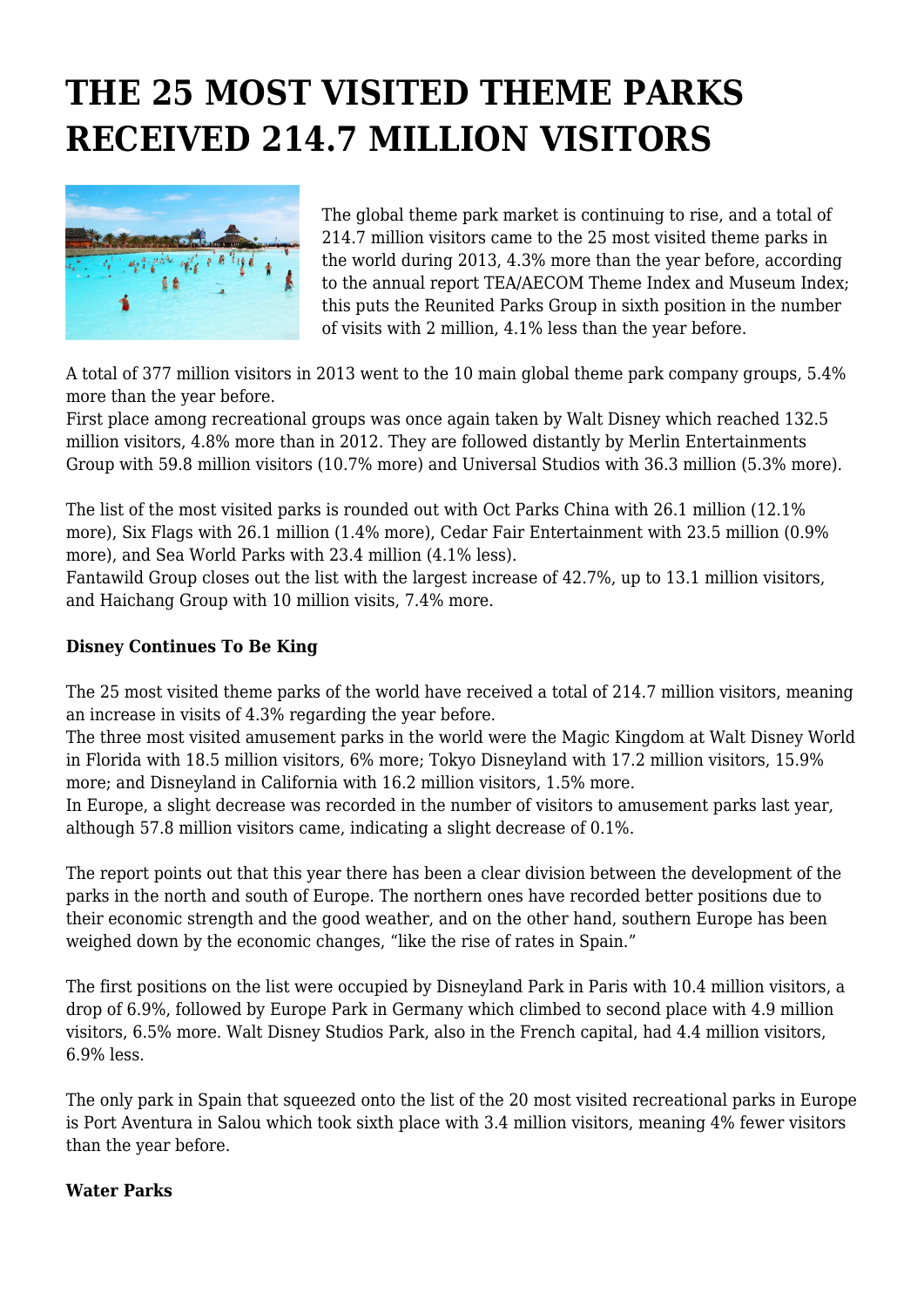# THE 25 MOST VISITED THEME PARKS RECEIVED 214.7 MILLION VISITORS

The global theme park market is continuing to rise, and a total of 214.7 million visitors came to the 25 most visited theme parks in the world during 2013, 4.3% more than the year before, according to the annual report TEA/AECOM Theme Index and Museum Index; this puts the Reunited Parks Group in sixth position in the number of visits with 2 million, 4.1% less than the year before.

A total of 377 million visitors in 2013 went to the 10 main global theme park company groups, 5.4% more than the year before.
First place among recreational groups was once again taken by Walt Disney which reached 132.5 million visitors, 4.8% more than in 2012. They are followed distantly by Merlin Entertainments Group with 59.8 million visitors (10.7% more) and Universal Studios with 36.3 million (5.3% more).

The list of the most visited parks is rounded out with Oct Parks China with 26.1 million (12.1% more), Six Flags with 26.1 million (1.4% more), Cedar Fair Entertainment with 23.5 million (0.9% more), and Sea World Parks with 23.4 million (4.1% less).
Fantawild Group closes out the list with the largest increase of 42.7%, up to 13.1 million visitors, and Haichang Group with 10 million visits, 7.4% more.

**Disney Continues To Be King**

The 25 most visited theme parks of the world have received a total of 214.7 million visitors, meaning an increase in visits of 4.3% regarding the year before.
The three most visited amusement parks in the world were the Magic Kingdom at Walt Disney World in Florida with 18.5 million visitors, 6% more; Tokyo Disneyland with 17.2 million visitors, 15.9% more; and Disneyland in California with 16.2 million visitors, 1.5% more.
In Europe, a slight decrease was recorded in the number of visitors to amusement parks last year, although 57.8 million visitors came, indicating a slight decrease of 0.1%.

The report points out that this year there has been a clear division between the development of the parks in the north and south of Europe. The northern ones have recorded better positions due to their economic strength and the good weather, and on the other hand, southern Europe has been weighed down by the economic changes, "like the rise of rates in Spain."

The first positions on the list were occupied by Disneyland Park in Paris with 10.4 million visitors, a drop of 6.9%, followed by Europe Park in Germany which climbed to second place with 4.9 million visitors, 6.5% more. Walt Disney Studios Park, also in the French capital, had 4.4 million visitors, 6.9% less.

The only park in Spain that squeezed onto the list of the 20 most visited recreational parks in Europe is Port Aventura in Salou which took sixth place with 3.4 million visitors, meaning 4% fewer visitors than the year before.

**Water Parks**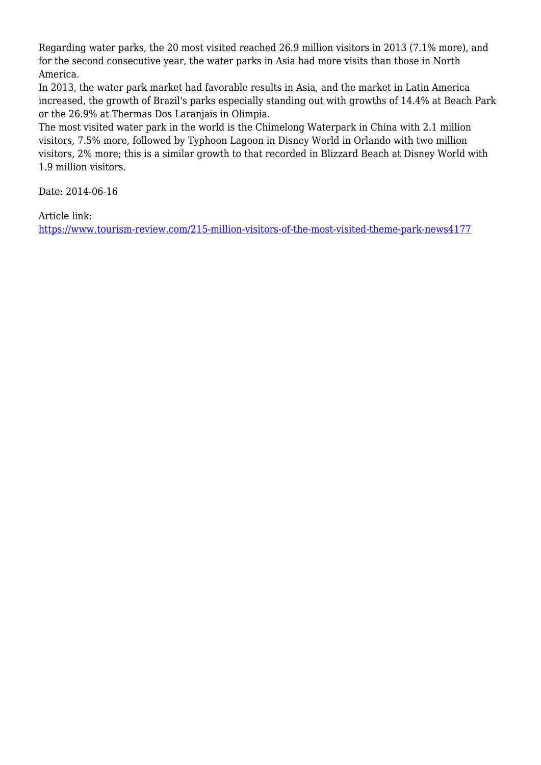Regarding water parks, the 20 most visited reached 26.9 million visitors in 2013 (7.1% more), and for the second consecutive year, the water parks in Asia had more visits than those in North America.

In 2013, the water park market had favorable results in Asia, and the market in Latin America increased, the growth of Brazil's parks especially standing out with growths of 14.4% at Beach Park or the 26.9% at Thermas Dos Laranjais in Olimpia.

The most visited water park in the world is the Chimelong Waterpark in China with 2.1 million visitors, 7.5% more, followed by Typhoon Lagoon in Disney World in Orlando with two million visitors, 2% more; this is a similar growth to that recorded in Blizzard Beach at Disney World with 1.9 million visitors.

Date: 2014-06-16

Article link:
[https://www.tourism-review.com/215-million-visitors-of-the-most-visited-theme-park-news4177](https://www.tourism-review.com/215-million-visitors-of-the-most-visited-theme-park-news4177)